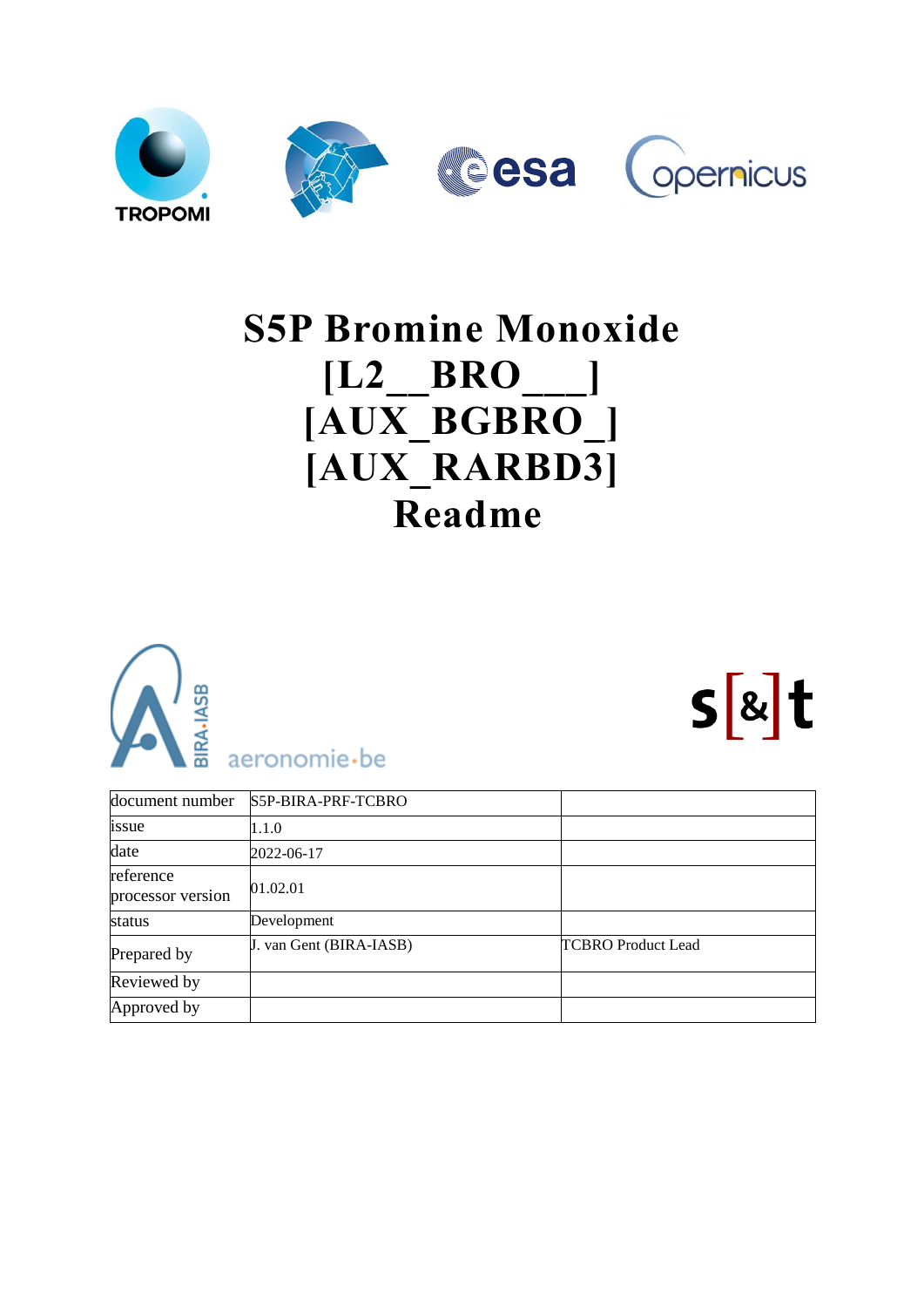# S5P Bromine Monoxide [L2__BRO___] [AUX_BGBRO_] [AUX_RARBD3] Readme

| document number | S5P-BIRA-PRF-TCBRO | |
|---|---|---|
| issue | 1.1.0 | |
| date | 2022-06-17 | |
| reference processor version | 01.02.01 | |
| status | Development | |
| Prepared by | J. van Gent (BIRA-IASB) | TCBRO Product Lead |
| Reviewed by | | |
| Approved by | | |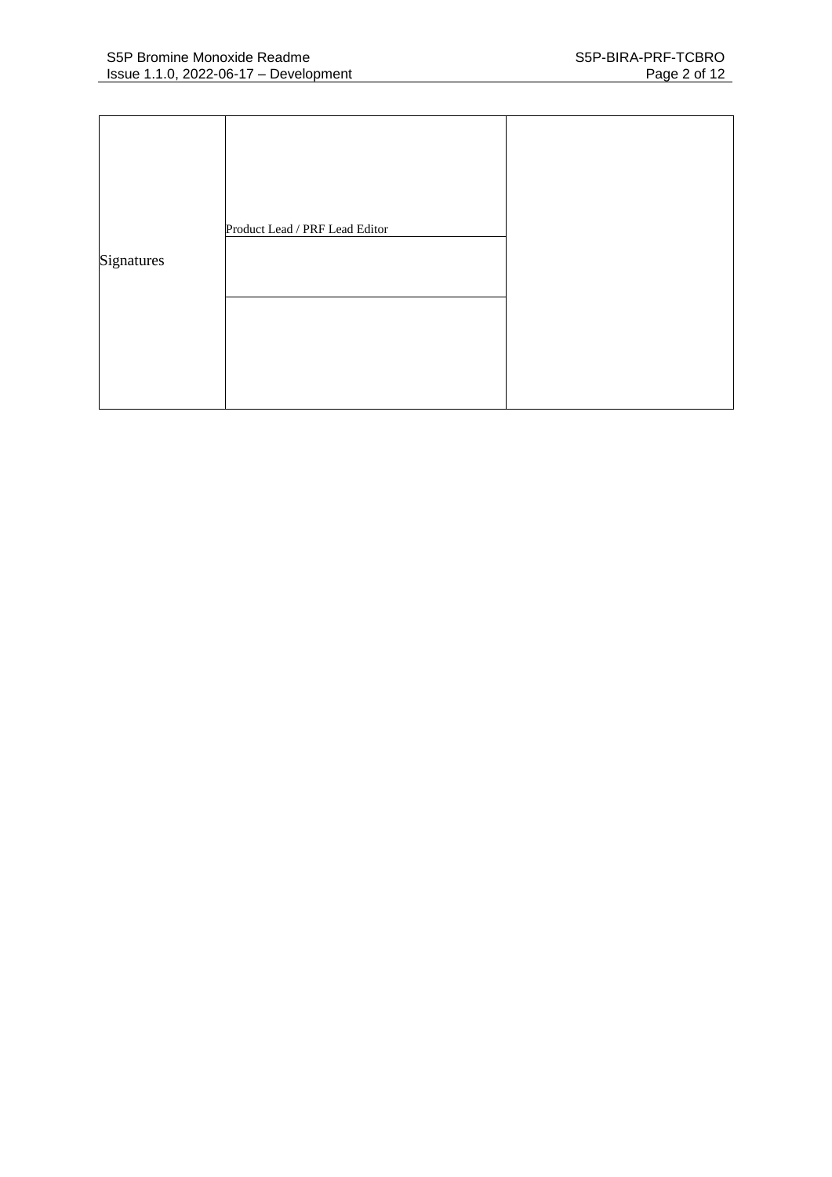| Signatures | Product Lead / PRF Lead Editor | |
| --- | --- | --- |
| | | |
| | | |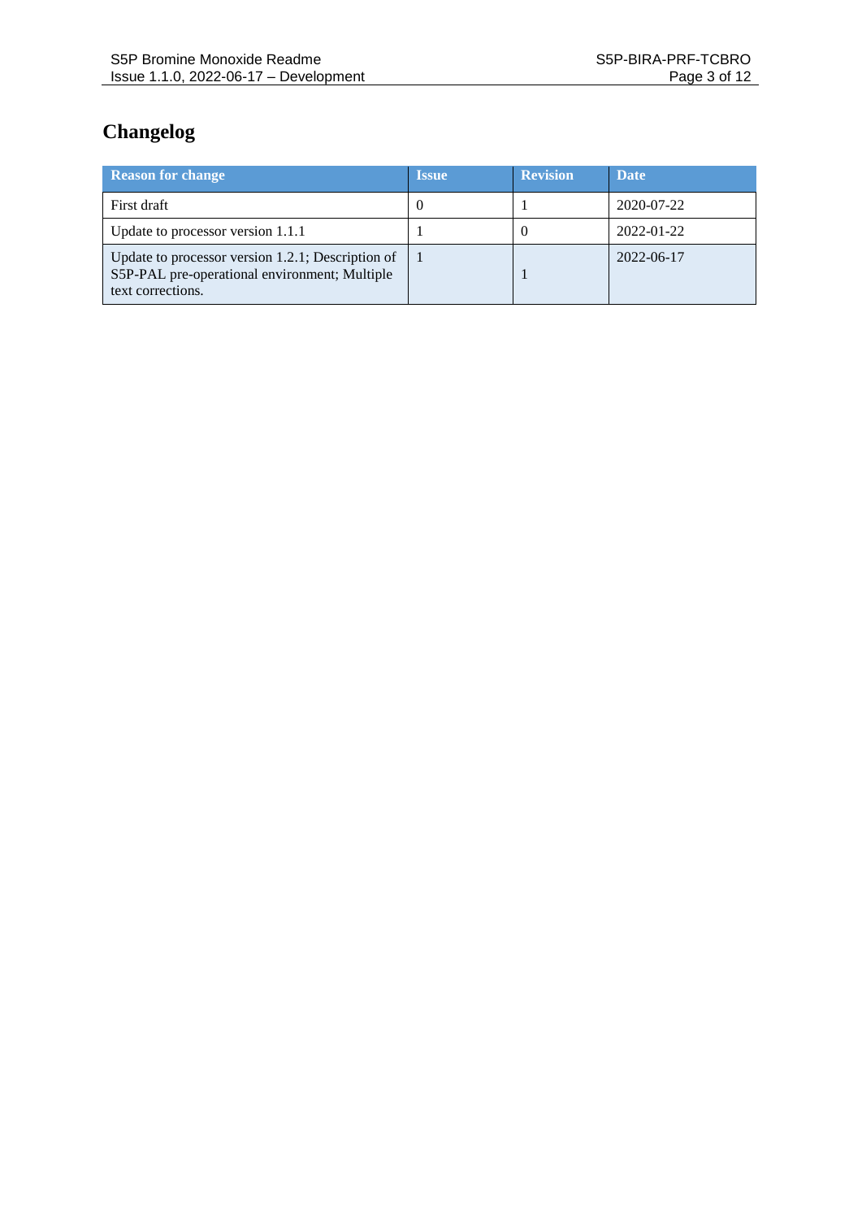# Changelog

| Reason for change | Issue | Revision | Date |
|---|---|---|---|
| First draft | 0 | 1 | 2020-07-22 |
| Update to processor version 1.1.1 | 1 | 0 | 2022-01-22 |
| Update to processor version 1.2.1; Description of S5P-PAL pre-operational environment; Multiple text corrections. | 1 | 1 | 2022-06-17 |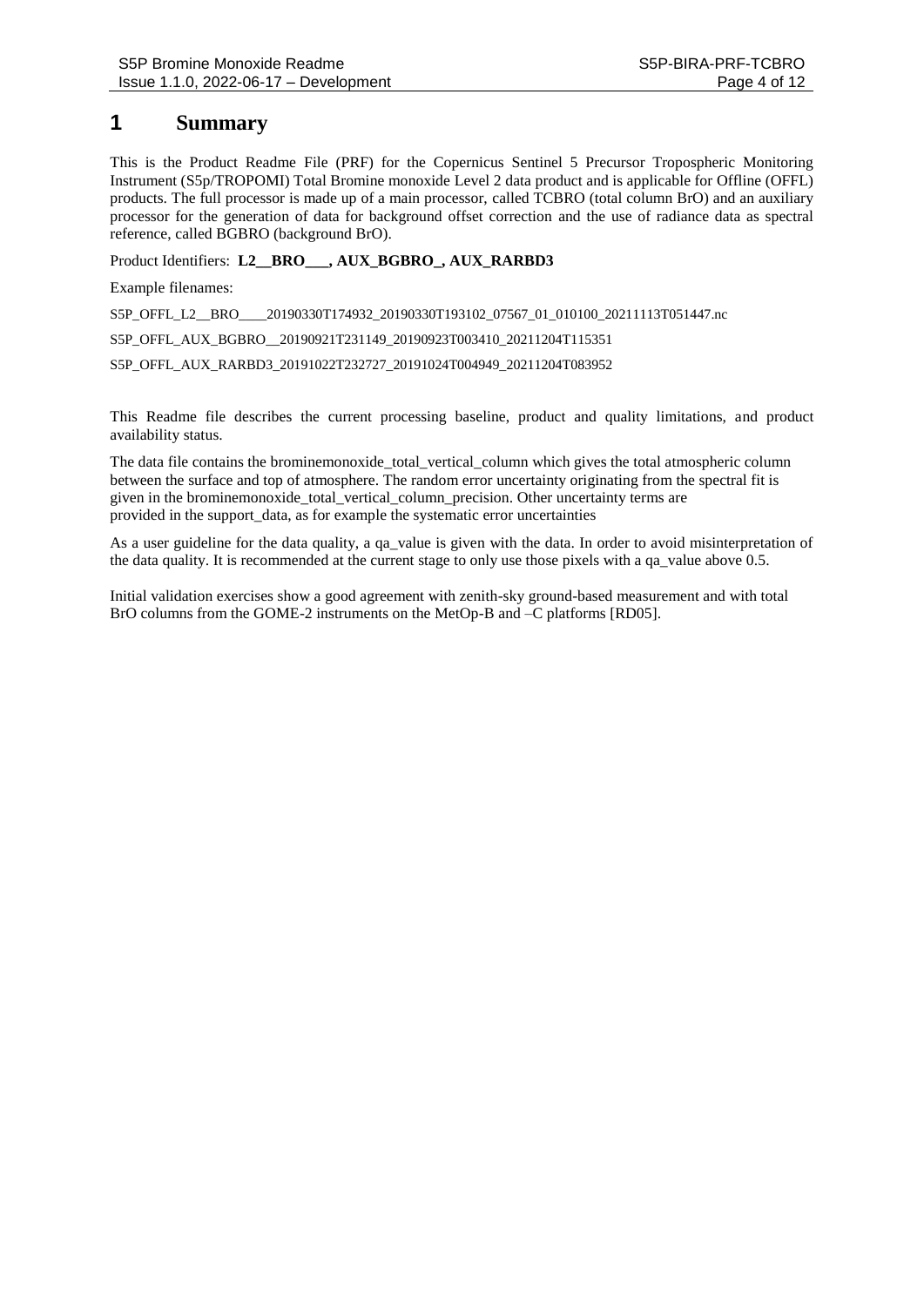# 1 Summary

This is the Product Readme File (PRF) for the Copernicus Sentinel 5 Precursor Tropospheric Monitoring Instrument (S5p/TROPOMI) Total Bromine monoxide Level 2 data product and is applicable for Offline (OFFL) products. The full processor is made up of a main processor, called TCBRO (total column BrO) and an auxiliary processor for the generation of data for background offset correction and the use of radiance data as spectral reference, called BGBRO (background BrO).

Product Identifiers: **L2__BRO___, AUX_BGBRO_, AUX_RARBD3**

Example filenames:

S5P_OFFL_L2__BRO____20190330T174932_20190330T193102_07567_01_010100_20211113T051447.nc

S5P_OFFL_AUX_BGBRO__20190921T231149_20190923T003410_20211204T115351

S5P_OFFL_AUX_RARBD3_20191022T232727_20191024T004949_20211204T083952

This Readme file describes the current processing baseline, product and quality limitations, and product availability status.

The data file contains the brominemonoxide_total_vertical_column which gives the total atmospheric column between the surface and top of atmosphere. The random error uncertainty originating from the spectral fit is given in the brominemonoxide_total_vertical_column_precision. Other uncertainty terms are provided in the support_data, as for example the systematic error uncertainties

As a user guideline for the data quality, a qa_value is given with the data. In order to avoid misinterpretation of the data quality. It is recommended at the current stage to only use those pixels with a qa_value above 0.5.

Initial validation exercises show a good agreement with zenith-sky ground-based measurement and with total BrO columns from the GOME-2 instruments on the MetOp-B and –C platforms [RD05].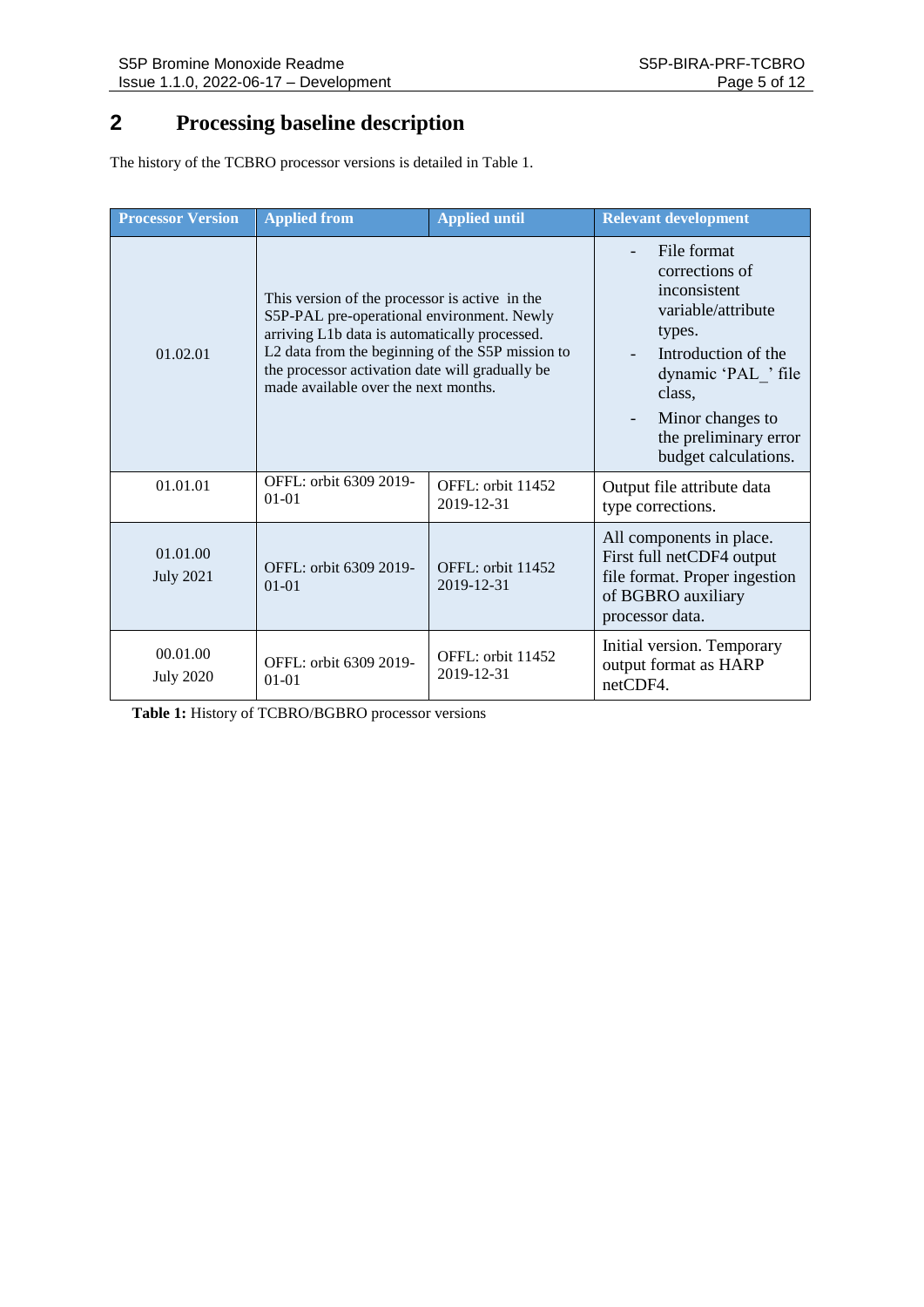# 2 Processing baseline description

The history of the TCBRO processor versions is detailed in Table 1.

| Processor Version | Applied from | Applied until | Relevant development |
|---|---|---|---|
| 01.02.01 | This version of the processor is active in the S5P-PAL pre-operational environment. Newly arriving L1b data is automatically processed. L2 data from the beginning of the S5P mission to the processor activation date will gradually be made available over the next months. | | - File format corrections of inconsistent variable/attribute types.<br>- Introduction of the dynamic 'PAL_' file class,<br>- Minor changes to the preliminary error budget calculations. |
| 01.01.01 | OFFL: orbit 6309 2019-01-01 | OFFL: orbit 11452 2019-12-31 | Output file attribute data type corrections. |
| 01.01.00<br>July 2021 | OFFL: orbit 6309 2019-01-01 | OFFL: orbit 11452 2019-12-31 | All components in place. First full netCDF4 output file format. Proper ingestion of BGBRO auxiliary processor data. |
| 00.01.00<br>July 2020 | OFFL: orbit 6309 2019-01-01 | OFFL: orbit 11452 2019-12-31 | Initial version. Temporary output format as HARP netCDF4. |

**Table 1:** History of TCBRO/BGBRO processor versions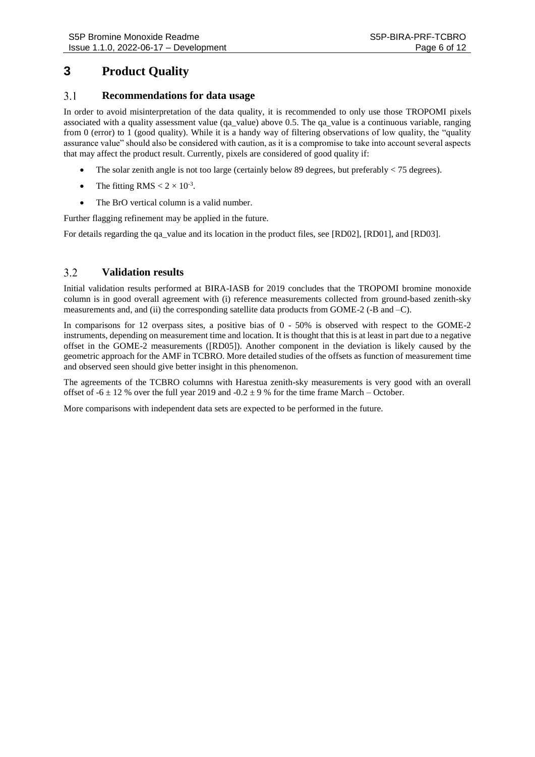# 3 Product Quality

## 3.1 Recommendations for data usage

In order to avoid misinterpretation of the data quality, it is recommended to only use those TROPOMI pixels associated with a quality assessment value (qa_value) above 0.5. The qa_value is a continuous variable, ranging from 0 (error) to 1 (good quality). While it is a handy way of filtering observations of low quality, the "quality assurance value" should also be considered with caution, as it is a compromise to take into account several aspects that may affect the product result. Currently, pixels are considered of good quality if:

- The solar zenith angle is not too large (certainly below 89 degrees, but preferably < 75 degrees).
- The fitting RMS $< 2 \times 10^{-3}$.
- The BrO vertical column is a valid number.

Further flagging refinement may be applied in the future.

For details regarding the qa_value and its location in the product files, see [RD02], [RD01], and [RD03].

## 3.2 Validation results

Initial validation results performed at BIRA-IASB for 2019 concludes that the TROPOMI bromine monoxide column is in good overall agreement with (i) reference measurements collected from ground-based zenith-sky measurements and, and (ii) the corresponding satellite data products from GOME-2 (-B and –C).

In comparisons for 12 overpass sites, a positive bias of 0 - 50% is observed with respect to the GOME-2 instruments, depending on measurement time and location. It is thought that this is at least in part due to a negative offset in the GOME-2 measurements ([RD05]). Another component in the deviation is likely caused by the geometric approach for the AMF in TCBRO. More detailed studies of the offsets as function of measurement time and observed seen should give better insight in this phenomenon.

The agreements of the TCBRO columns with Harestua zenith-sky measurements is very good with an overall offset of $-6 \pm 12$ % over the full year 2019 and $-0.2 \pm 9$ % for the time frame March – October.

More comparisons with independent data sets are expected to be performed in the future.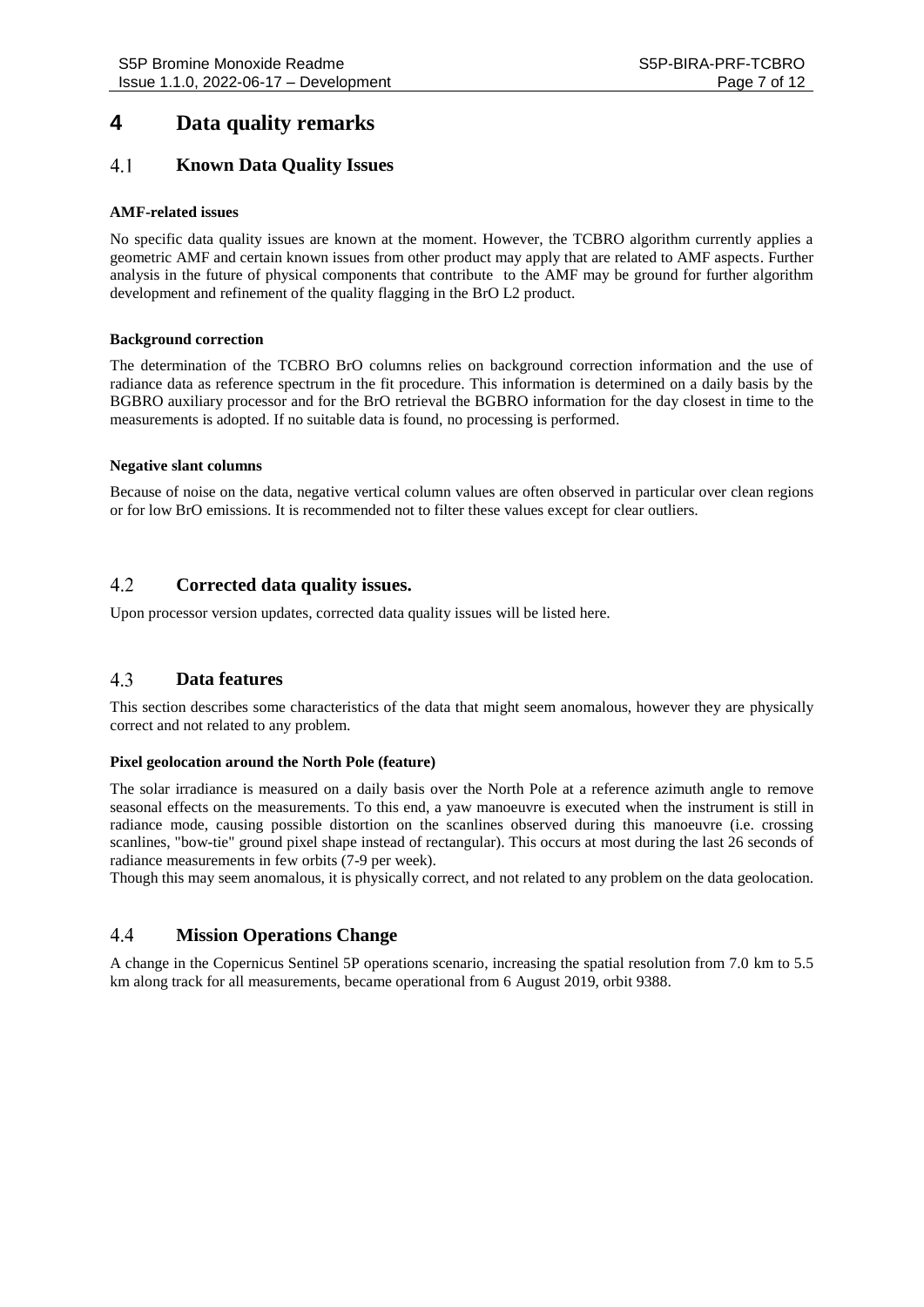# 4 Data quality remarks

## 4.1 Known Data Quality Issues

**AMF-related issues**

No specific data quality issues are known at the moment. However, the TCBRO algorithm currently applies a geometric AMF and certain known issues from other product may apply that are related to AMF aspects. Further analysis in the future of physical components that contribute to the AMF may be ground for further algorithm development and refinement of the quality flagging in the BrO L2 product.

**Background correction**

The determination of the TCBRO BrO columns relies on background correction information and the use of radiance data as reference spectrum in the fit procedure. This information is determined on a daily basis by the BGBRO auxiliary processor and for the BrO retrieval the BGBRO information for the day closest in time to the measurements is adopted. If no suitable data is found, no processing is performed.

**Negative slant columns**

Because of noise on the data, negative vertical column values are often observed in particular over clean regions or for low BrO emissions. It is recommended not to filter these values except for clear outliers.

## 4.2 Corrected data quality issues.

Upon processor version updates, corrected data quality issues will be listed here.

## 4.3 Data features

This section describes some characteristics of the data that might seem anomalous, however they are physically correct and not related to any problem.

**Pixel geolocation around the North Pole (feature)**

The solar irradiance is measured on a daily basis over the North Pole at a reference azimuth angle to remove seasonal effects on the measurements. To this end, a yaw manoeuvre is executed when the instrument is still in radiance mode, causing possible distortion on the scanlines observed during this manoeuvre (i.e. crossing scanlines, "bow-tie" ground pixel shape instead of rectangular). This occurs at most during the last 26 seconds of radiance measurements in few orbits (7-9 per week).

Though this may seem anomalous, it is physically correct, and not related to any problem on the data geolocation.

## 4.4 Mission Operations Change

A change in the Copernicus Sentinel 5P operations scenario, increasing the spatial resolution from 7.0 km to 5.5 km along track for all measurements, became operational from 6 August 2019, orbit 9388.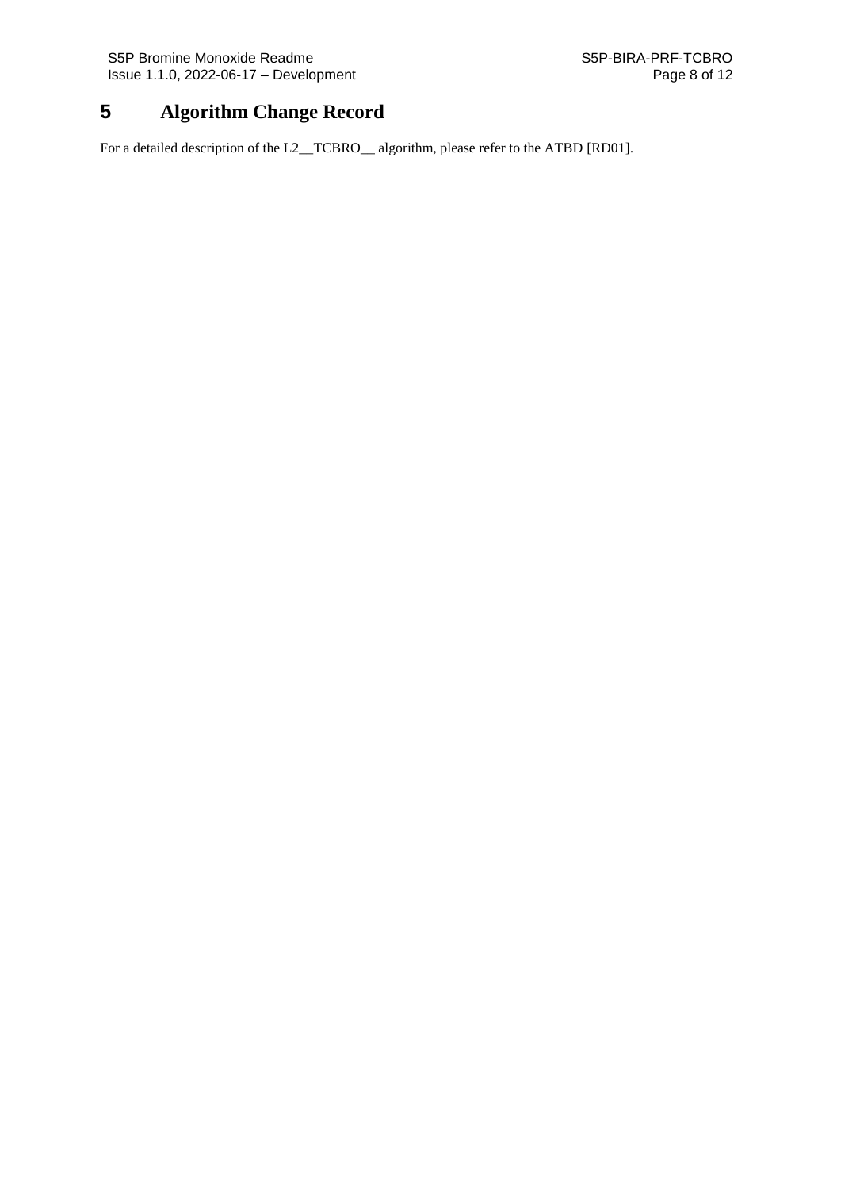# 5 Algorithm Change Record

For a detailed description of the L2__TCBRO__ algorithm, please refer to the ATBD [RD01].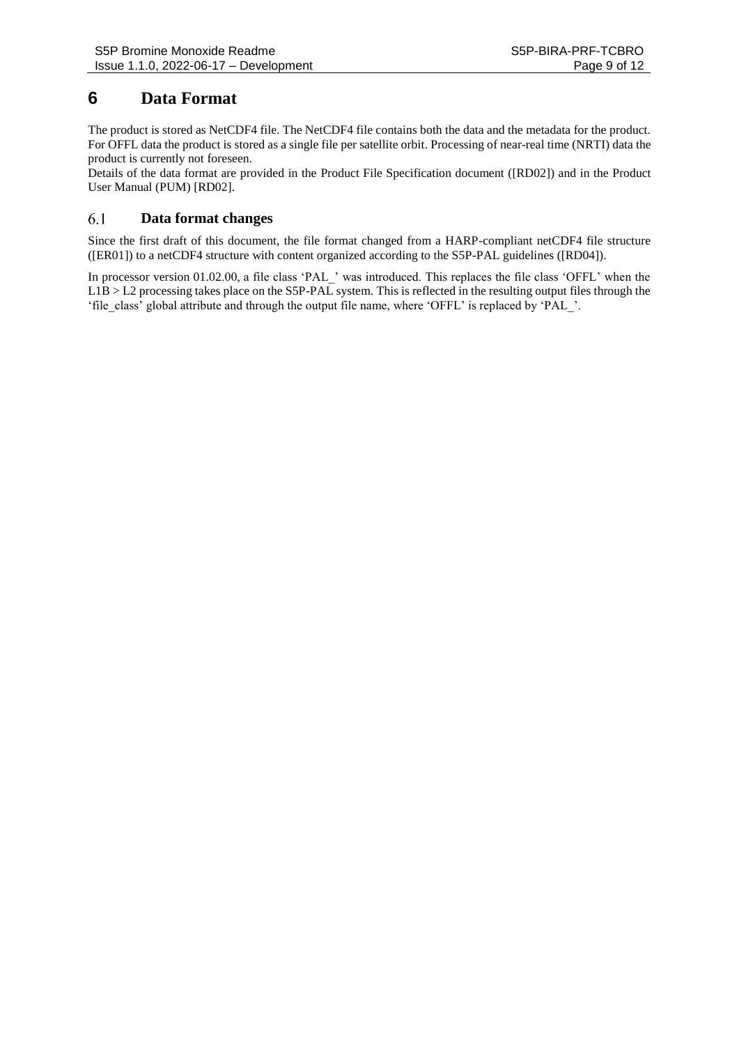# 6 Data Format

The product is stored as NetCDF4 file. The NetCDF4 file contains both the data and the metadata for the product. For OFFL data the product is stored as a single file per satellite orbit. Processing of near-real time (NRTI) data the product is currently not foreseen.

Details of the data format are provided in the Product File Specification document ([RD02]) and in the Product User Manual (PUM) [RD02].

## 6.1 Data format changes

Since the first draft of this document, the file format changed from a HARP-compliant netCDF4 file structure ([ER01]) to a netCDF4 structure with content organized according to the S5P-PAL guidelines ([RD04]).

In processor version 01.02.00, a file class 'PAL_' was introduced. This replaces the file class 'OFFL' when the L1B > L2 processing takes place on the S5P-PAL system. This is reflected in the resulting output files through the 'file_class' global attribute and through the output file name, where 'OFFL' is replaced by 'PAL_'.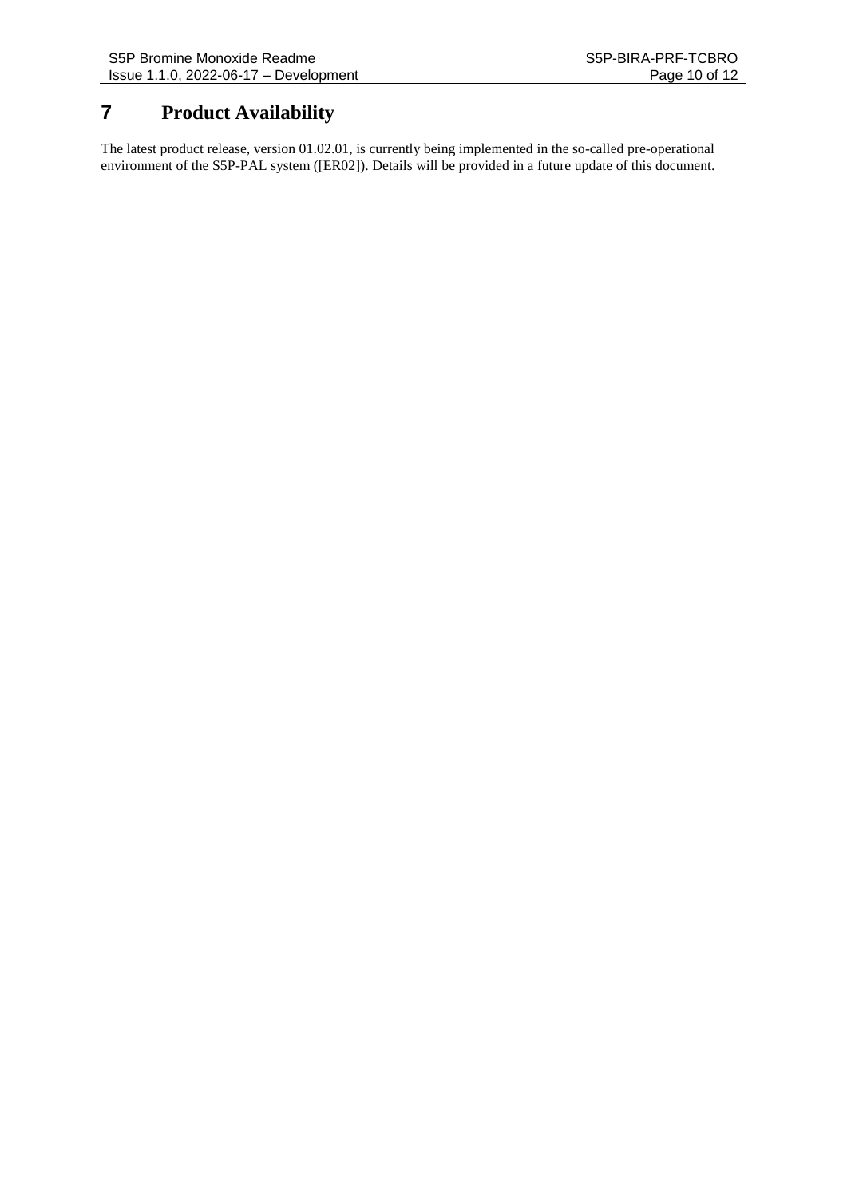# 7 Product Availability

The latest product release, version 01.02.01, is currently being implemented in the so-called pre-operational environment of the S5P-PAL system ([ER02]). Details will be provided in a future update of this document.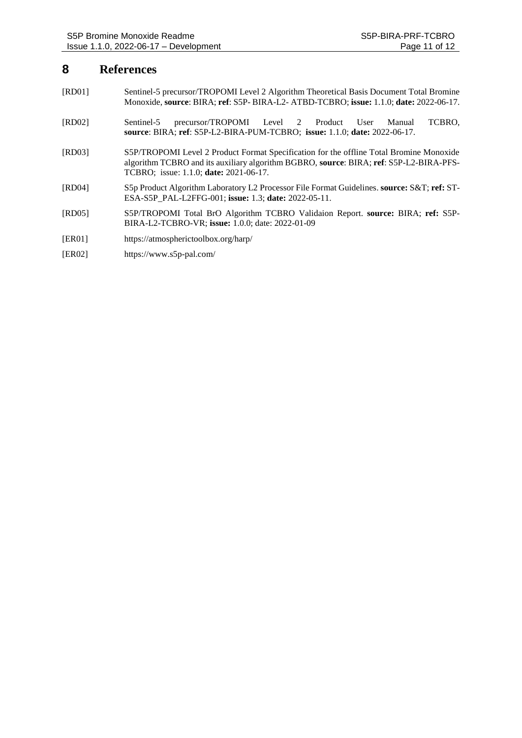# 8 References

[RD01] Sentinel-5 precursor/TROPOMI Level 2 Algorithm Theoretical Basis Document Total Bromine Monoxide, **source**: BIRA; **ref**: S5P- BIRA-L2- ATBD-TCBRO; **issue:** 1.1.0; **date:** 2022-06-17.

[RD02] Sentinel-5 precursor/TROPOMI Level 2 Product User Manual TCBRO, **source**: BIRA; **ref**: S5P-L2-BIRA-PUM-TCBRO; **issue:** 1.1.0; **date:** 2022-06-17.

[RD03] S5P/TROPOMI Level 2 Product Format Specification for the offline Total Bromine Monoxide algorithm TCBRO and its auxiliary algorithm BGBRO, **source**: BIRA; **ref**: S5P-L2-BIRA-PFS-TCBRO; issue: 1.1.0; **date:** 2021-06-17.

[RD04] S5p Product Algorithm Laboratory L2 Processor File Format Guidelines. **source:** S&T; **ref:** ST-ESA-S5P_PAL-L2FFG-001; **issue:** 1.3; **date:** 2022-05-11.

[RD05] S5P/TROPOMI Total BrO Algorithm TCBRO Validaion Report. **source:** BIRA; **ref:** S5P-BIRA-L2-TCBRO-VR; **issue:** 1.0.0; date: 2022-01-09

[ER01] https://atmospherictoolbox.org/harp/

[ER02] https://www.s5p-pal.com/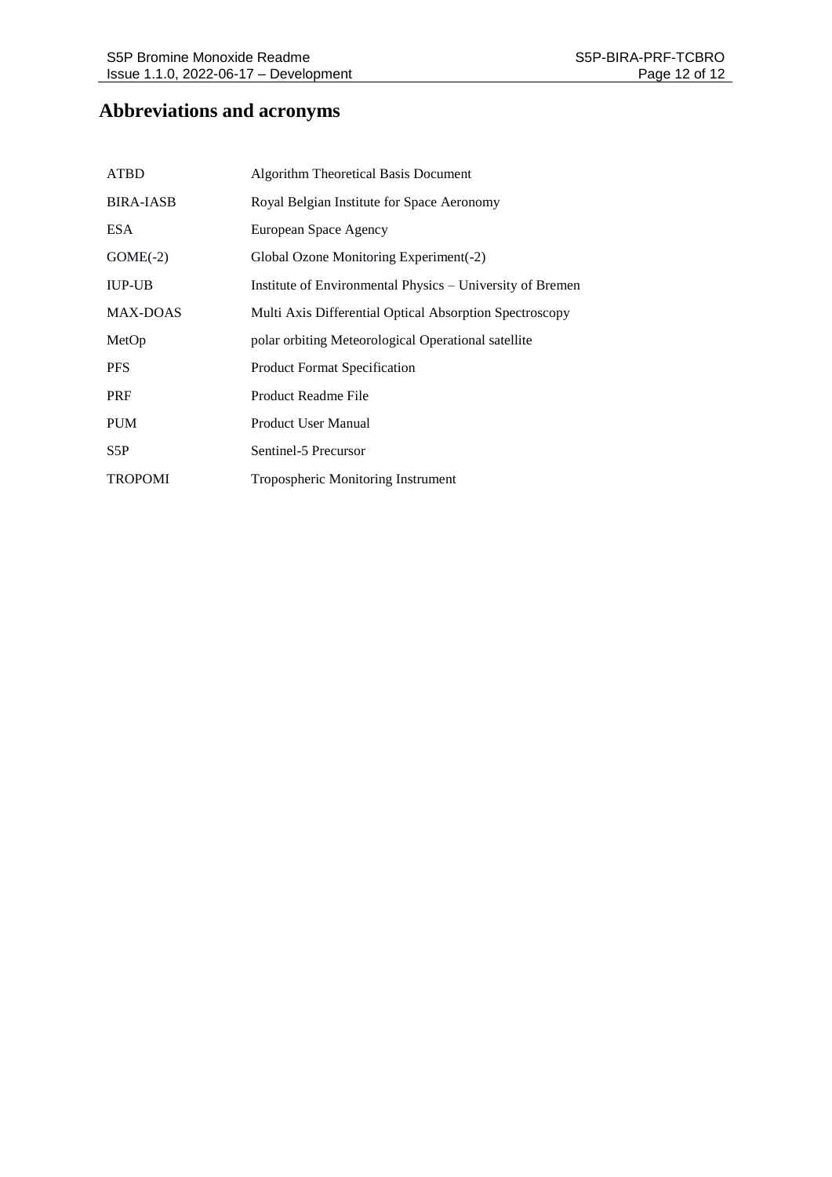# Abbreviations and acronyms

| | |
|---|---|
| ATBD | Algorithm Theoretical Basis Document |
| BIRA-IASB | Royal Belgian Institute for Space Aeronomy |
| ESA | European Space Agency |
| GOME(-2) | Global Ozone Monitoring Experiment(-2) |
| IUP-UB | Institute of Environmental Physics – University of Bremen |
| MAX-DOAS | Multi Axis Differential Optical Absorption Spectroscopy |
| MetOp | polar orbiting Meteorological Operational satellite |
| PFS | Product Format Specification |
| PRF | Product Readme File |
| PUM | Product User Manual |
| S5P | Sentinel-5 Precursor |
| TROPOMI | Tropospheric Monitoring Instrument |